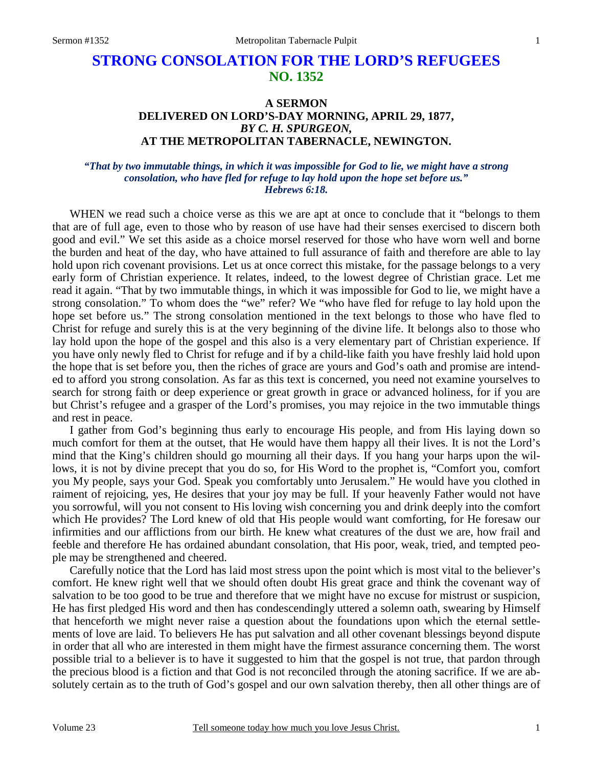# STRONG CONSOLATION FOR THE LORD'S REFUGEES
## NO. 1352

### A SERMON
### DELIVERED ON LORD'S-DAY MORNING, APRIL 29, 1877,
### *BY C. H. SPURGEON,*
### AT THE METROPOLITAN TABERNACLE, NEWINGTON.

***"That by two immutable things, in which it was impossible for God to lie, we might have a strong consolation, who have fled for refuge to lay hold upon the hope set before us." Hebrews 6:18.***

WHEN we read such a choice verse as this we are apt at once to conclude that it "belongs to them that are of full age, even to those who by reason of use have had their senses exercised to discern both good and evil." We set this aside as a choice morsel reserved for those who have worn well and borne the burden and heat of the day, who have attained to full assurance of faith and therefore are able to lay hold upon rich covenant provisions. Let us at once correct this mistake, for the passage belongs to a very early form of Christian experience. It relates, indeed, to the lowest degree of Christian grace. Let me read it again. "That by two immutable things, in which it was impossible for God to lie, we might have a strong consolation." To whom does the "we" refer? We "who have fled for refuge to lay hold upon the hope set before us." The strong consolation mentioned in the text belongs to those who have fled to Christ for refuge and surely this is at the very beginning of the divine life. It belongs also to those who lay hold upon the hope of the gospel and this also is a very elementary part of Christian experience. If you have only newly fled to Christ for refuge and if by a child-like faith you have freshly laid hold upon the hope that is set before you, then the riches of grace are yours and God's oath and promise are intended to afford you strong consolation. As far as this text is concerned, you need not examine yourselves to search for strong faith or deep experience or great growth in grace or advanced holiness, for if you are but Christ's refugee and a grasper of the Lord's promises, you may rejoice in the two immutable things and rest in peace.

I gather from God's beginning thus early to encourage His people, and from His laying down so much comfort for them at the outset, that He would have them happy all their lives. It is not the Lord's mind that the King's children should go mourning all their days. If you hang your harps upon the willows, it is not by divine precept that you do so, for His Word to the prophet is, "Comfort you, comfort you My people, says your God. Speak you comfortably unto Jerusalem." He would have you clothed in raiment of rejoicing, yes, He desires that your joy may be full. If your heavenly Father would not have you sorrowful, will you not consent to His loving wish concerning you and drink deeply into the comfort which He provides? The Lord knew of old that His people would want comforting, for He foresaw our infirmities and our afflictions from our birth. He knew what creatures of the dust we are, how frail and feeble and therefore He has ordained abundant consolation, that His poor, weak, tried, and tempted people may be strengthened and cheered.

Carefully notice that the Lord has laid most stress upon the point which is most vital to the believer's comfort. He knew right well that we should often doubt His great grace and think the covenant way of salvation to be too good to be true and therefore that we might have no excuse for mistrust or suspicion, He has first pledged His word and then has condescendingly uttered a solemn oath, swearing by Himself that henceforth we might never raise a question about the foundations upon which the eternal settlements of love are laid. To believers He has put salvation and all other covenant blessings beyond dispute in order that all who are interested in them might have the firmest assurance concerning them. The worst possible trial to a believer is to have it suggested to him that the gospel is not true, that pardon through the precious blood is a fiction and that God is not reconciled through the atoning sacrifice. If we are absolutely certain as to the truth of God's gospel and our own salvation thereby, then all other things are of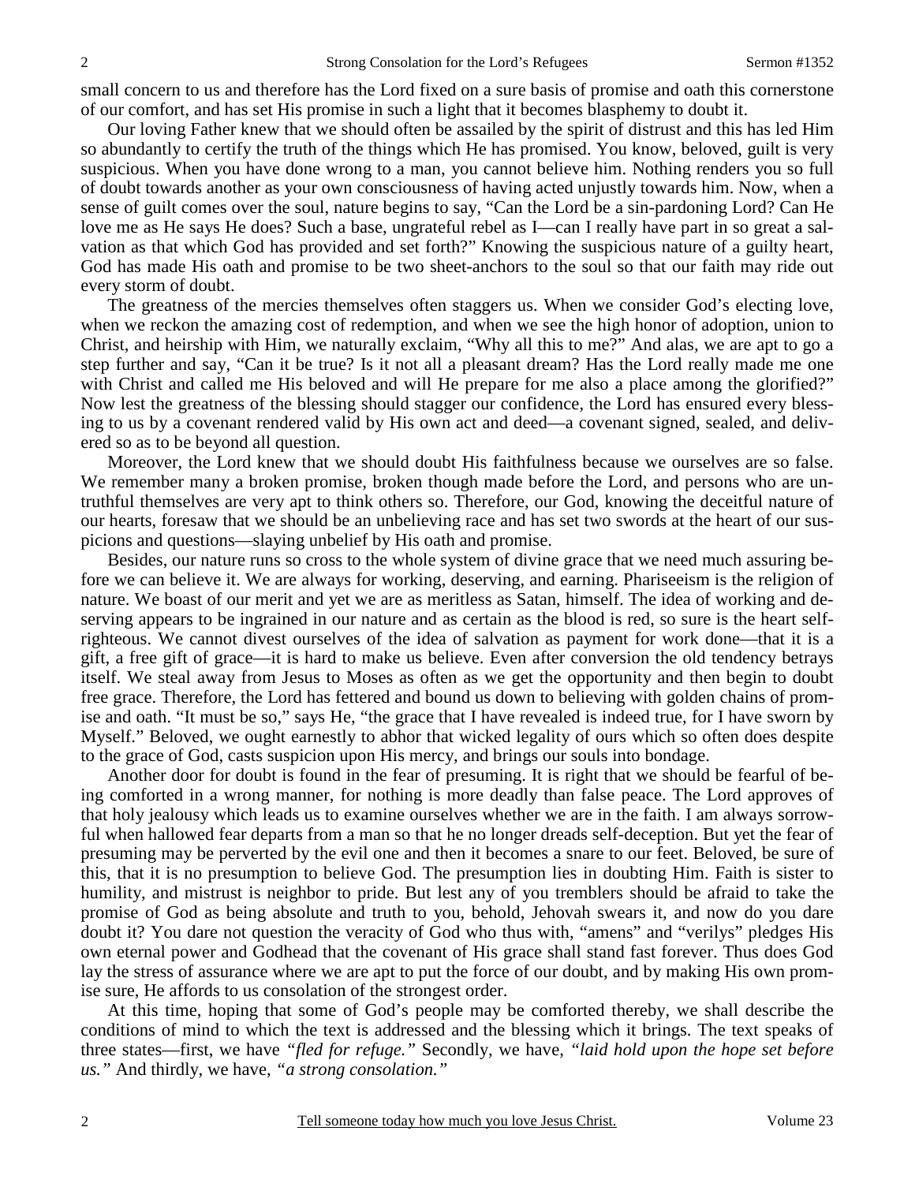small concern to us and therefore has the Lord fixed on a sure basis of promise and oath this cornerstone of our comfort, and has set His promise in such a light that it becomes blasphemy to doubt it.

Our loving Father knew that we should often be assailed by the spirit of distrust and this has led Him so abundantly to certify the truth of the things which He has promised. You know, beloved, guilt is very suspicious. When you have done wrong to a man, you cannot believe him. Nothing renders you so full of doubt towards another as your own consciousness of having acted unjustly towards him. Now, when a sense of guilt comes over the soul, nature begins to say, "Can the Lord be a sin-pardoning Lord? Can He love me as He says He does? Such a base, ungrateful rebel as I—can I really have part in so great a salvation as that which God has provided and set forth?" Knowing the suspicious nature of a guilty heart, God has made His oath and promise to be two sheet-anchors to the soul so that our faith may ride out every storm of doubt.

The greatness of the mercies themselves often staggers us. When we consider God's electing love, when we reckon the amazing cost of redemption, and when we see the high honor of adoption, union to Christ, and heirship with Him, we naturally exclaim, "Why all this to me?" And alas, we are apt to go a step further and say, "Can it be true? Is it not all a pleasant dream? Has the Lord really made me one with Christ and called me His beloved and will He prepare for me also a place among the glorified?" Now lest the greatness of the blessing should stagger our confidence, the Lord has ensured every blessing to us by a covenant rendered valid by His own act and deed—a covenant signed, sealed, and delivered so as to be beyond all question.

Moreover, the Lord knew that we should doubt His faithfulness because we ourselves are so false. We remember many a broken promise, broken though made before the Lord, and persons who are untruthful themselves are very apt to think others so. Therefore, our God, knowing the deceitful nature of our hearts, foresaw that we should be an unbelieving race and has set two swords at the heart of our suspicions and questions—slaying unbelief by His oath and promise.

Besides, our nature runs so cross to the whole system of divine grace that we need much assuring before we can believe it. We are always for working, deserving, and earning. Phariseeism is the religion of nature. We boast of our merit and yet we are as meritless as Satan, himself. The idea of working and deserving appears to be ingrained in our nature and as certain as the blood is red, so sure is the heart self-righteous. We cannot divest ourselves of the idea of salvation as payment for work done—that it is a gift, a free gift of grace—it is hard to make us believe. Even after conversion the old tendency betrays itself. We steal away from Jesus to Moses as often as we get the opportunity and then begin to doubt free grace. Therefore, the Lord has fettered and bound us down to believing with golden chains of promise and oath. "It must be so," says He, "the grace that I have revealed is indeed true, for I have sworn by Myself." Beloved, we ought earnestly to abhor that wicked legality of ours which so often does despite to the grace of God, casts suspicion upon His mercy, and brings our souls into bondage.

Another door for doubt is found in the fear of presuming. It is right that we should be fearful of being comforted in a wrong manner, for nothing is more deadly than false peace. The Lord approves of that holy jealousy which leads us to examine ourselves whether we are in the faith. I am always sorrowful when hallowed fear departs from a man so that he no longer dreads self-deception. But yet the fear of presuming may be perverted by the evil one and then it becomes a snare to our feet. Beloved, be sure of this, that it is no presumption to believe God. The presumption lies in doubting Him. Faith is sister to humility, and mistrust is neighbor to pride. But lest any of you tremblers should be afraid to take the promise of God as being absolute and truth to you, behold, Jehovah swears it, and now do you dare doubt it? You dare not question the veracity of God who thus with, "amens" and "verilys" pledges His own eternal power and Godhead that the covenant of His grace shall stand fast forever. Thus does God lay the stress of assurance where we are apt to put the force of our doubt, and by making His own promise sure, He affords to us consolation of the strongest order.

At this time, hoping that some of God's people may be comforted thereby, we shall describe the conditions of mind to which the text is addressed and the blessing which it brings. The text speaks of three states—first, we have *"fled for refuge."* Secondly, we have, *"laid hold upon the hope set before us."* And thirdly, we have, *"a strong consolation."*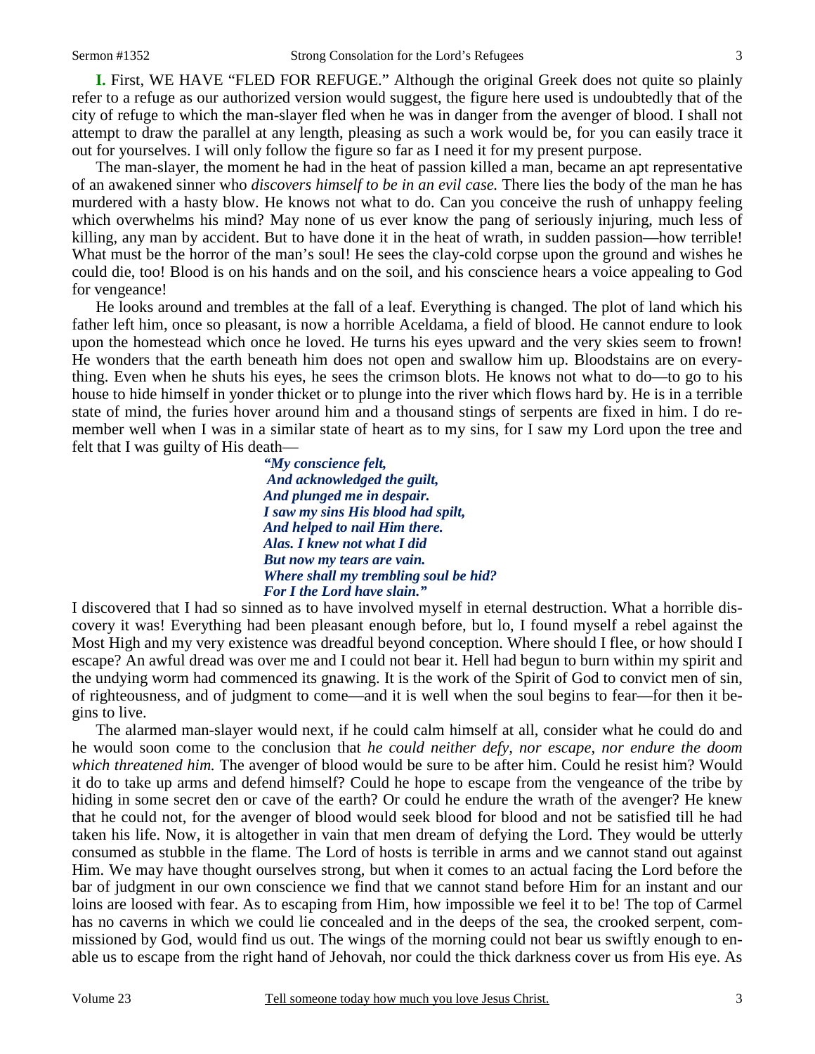**I.** First, WE HAVE "FLED FOR REFUGE." Although the original Greek does not quite so plainly refer to a refuge as our authorized version would suggest, the figure here used is undoubtedly that of the city of refuge to which the man-slayer fled when he was in danger from the avenger of blood. I shall not attempt to draw the parallel at any length, pleasing as such a work would be, for you can easily trace it out for yourselves. I will only follow the figure so far as I need it for my present purpose.

The man-slayer, the moment he had in the heat of passion killed a man, became an apt representative of an awakened sinner who *discovers himself to be in an evil case.* There lies the body of the man he has murdered with a hasty blow. He knows not what to do. Can you conceive the rush of unhappy feeling which overwhelms his mind? May none of us ever know the pang of seriously injuring, much less of killing, any man by accident. But to have done it in the heat of wrath, in sudden passion—how terrible! What must be the horror of the man's soul! He sees the clay-cold corpse upon the ground and wishes he could die, too! Blood is on his hands and on the soil, and his conscience hears a voice appealing to God for vengeance!

He looks around and trembles at the fall of a leaf. Everything is changed. The plot of land which his father left him, once so pleasant, is now a horrible Aceldama, a field of blood. He cannot endure to look upon the homestead which once he loved. He turns his eyes upward and the very skies seem to frown! He wonders that the earth beneath him does not open and swallow him up. Bloodstains are on everything. Even when he shuts his eyes, he sees the crimson blots. He knows not what to do—to go to his house to hide himself in yonder thicket or to plunge into the river which flows hard by. He is in a terrible state of mind, the furies hover around him and a thousand stings of serpents are fixed in him. I do remember well when I was in a similar state of heart as to my sins, for I saw my Lord upon the tree and felt that I was guilty of His death—

> *"My conscience felt,*
> *And acknowledged the guilt,*
> *And plunged me in despair.*
> *I saw my sins His blood had spilt,*
> *And helped to nail Him there.*
> *Alas. I knew not what I did*
> *But now my tears are vain.*
> *Where shall my trembling soul be hid?*
> *For I the Lord have slain."*

I discovered that I had so sinned as to have involved myself in eternal destruction. What a horrible discovery it was! Everything had been pleasant enough before, but lo, I found myself a rebel against the Most High and my very existence was dreadful beyond conception. Where should I flee, or how should I escape? An awful dread was over me and I could not bear it. Hell had begun to burn within my spirit and the undying worm had commenced its gnawing. It is the work of the Spirit of God to convict men of sin, of righteousness, and of judgment to come—and it is well when the soul begins to fear—for then it begins to live.

The alarmed man-slayer would next, if he could calm himself at all, consider what he could do and he would soon come to the conclusion that *he could neither defy, nor escape, nor endure the doom which threatened him.* The avenger of blood would be sure to be after him. Could he resist him? Would it do to take up arms and defend himself? Could he hope to escape from the vengeance of the tribe by hiding in some secret den or cave of the earth? Or could he endure the wrath of the avenger? He knew that he could not, for the avenger of blood would seek blood for blood and not be satisfied till he had taken his life. Now, it is altogether in vain that men dream of defying the Lord. They would be utterly consumed as stubble in the flame. The Lord of hosts is terrible in arms and we cannot stand out against Him. We may have thought ourselves strong, but when it comes to an actual facing the Lord before the bar of judgment in our own conscience we find that we cannot stand before Him for an instant and our loins are loosed with fear. As to escaping from Him, how impossible we feel it to be! The top of Carmel has no caverns in which we could lie concealed and in the deeps of the sea, the crooked serpent, commissioned by God, would find us out. The wings of the morning could not bear us swiftly enough to enable us to escape from the right hand of Jehovah, nor could the thick darkness cover us from His eye. As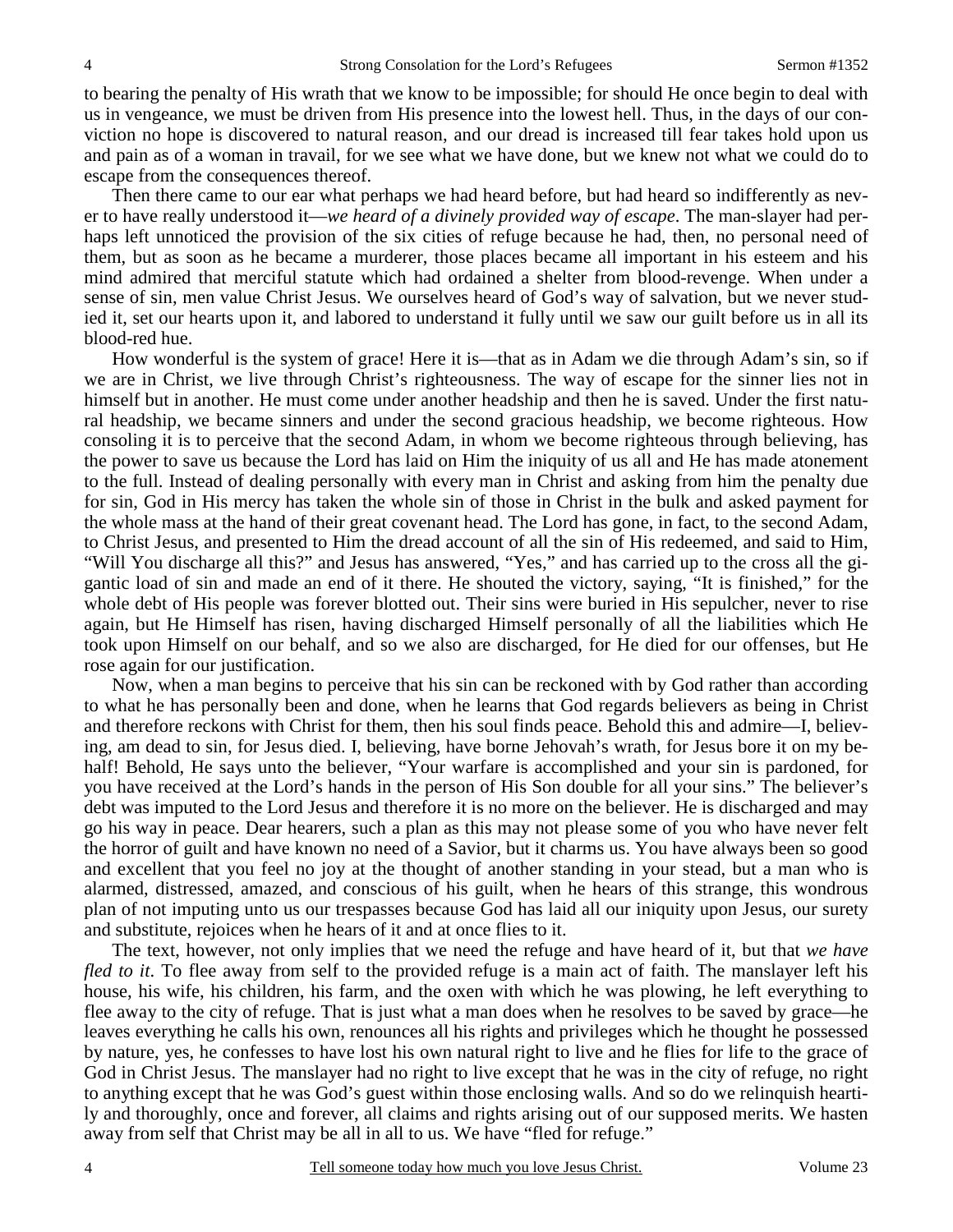to bearing the penalty of His wrath that we know to be impossible; for should He once begin to deal with us in vengeance, we must be driven from His presence into the lowest hell. Thus, in the days of our conviction no hope is discovered to natural reason, and our dread is increased till fear takes hold upon us and pain as of a woman in travail, for we see what we have done, but we knew not what we could do to escape from the consequences thereof.

Then there came to our ear what perhaps we had heard before, but had heard so indifferently as never to have really understood it—*we heard of a divinely provided way of escape*. The man-slayer had perhaps left unnoticed the provision of the six cities of refuge because he had, then, no personal need of them, but as soon as he became a murderer, those places became all important in his esteem and his mind admired that merciful statute which had ordained a shelter from blood-revenge. When under a sense of sin, men value Christ Jesus. We ourselves heard of God's way of salvation, but we never studied it, set our hearts upon it, and labored to understand it fully until we saw our guilt before us in all its blood-red hue.

How wonderful is the system of grace! Here it is—that as in Adam we die through Adam's sin, so if we are in Christ, we live through Christ's righteousness. The way of escape for the sinner lies not in himself but in another. He must come under another headship and then he is saved. Under the first natural headship, we became sinners and under the second gracious headship, we become righteous. How consoling it is to perceive that the second Adam, in whom we become righteous through believing, has the power to save us because the Lord has laid on Him the iniquity of us all and He has made atonement to the full. Instead of dealing personally with every man in Christ and asking from him the penalty due for sin, God in His mercy has taken the whole sin of those in Christ in the bulk and asked payment for the whole mass at the hand of their great covenant head. The Lord has gone, in fact, to the second Adam, to Christ Jesus, and presented to Him the dread account of all the sin of His redeemed, and said to Him, "Will You discharge all this?" and Jesus has answered, "Yes," and has carried up to the cross all the gigantic load of sin and made an end of it there. He shouted the victory, saying, "It is finished," for the whole debt of His people was forever blotted out. Their sins were buried in His sepulcher, never to rise again, but He Himself has risen, having discharged Himself personally of all the liabilities which He took upon Himself on our behalf, and so we also are discharged, for He died for our offenses, but He rose again for our justification.

Now, when a man begins to perceive that his sin can be reckoned with by God rather than according to what he has personally been and done, when he learns that God regards believers as being in Christ and therefore reckons with Christ for them, then his soul finds peace. Behold this and admire—I, believing, am dead to sin, for Jesus died. I, believing, have borne Jehovah's wrath, for Jesus bore it on my behalf! Behold, He says unto the believer, "Your warfare is accomplished and your sin is pardoned, for you have received at the Lord's hands in the person of His Son double for all your sins." The believer's debt was imputed to the Lord Jesus and therefore it is no more on the believer. He is discharged and may go his way in peace. Dear hearers, such a plan as this may not please some of you who have never felt the horror of guilt and have known no need of a Savior, but it charms us. You have always been so good and excellent that you feel no joy at the thought of another standing in your stead, but a man who is alarmed, distressed, amazed, and conscious of his guilt, when he hears of this strange, this wondrous plan of not imputing unto us our trespasses because God has laid all our iniquity upon Jesus, our surety and substitute, rejoices when he hears of it and at once flies to it.

The text, however, not only implies that we need the refuge and have heard of it, but that *we have fled to it*. To flee away from self to the provided refuge is a main act of faith. The manslayer left his house, his wife, his children, his farm, and the oxen with which he was plowing, he left everything to flee away to the city of refuge. That is just what a man does when he resolves to be saved by grace—he leaves everything he calls his own, renounces all his rights and privileges which he thought he possessed by nature, yes, he confesses to have lost his own natural right to live and he flies for life to the grace of God in Christ Jesus. The manslayer had no right to live except that he was in the city of refuge, no right to anything except that he was God's guest within those enclosing walls. And so do we relinquish heartily and thoroughly, once and forever, all claims and rights arising out of our supposed merits. We hasten away from self that Christ may be all in all to us. We have "fled for refuge."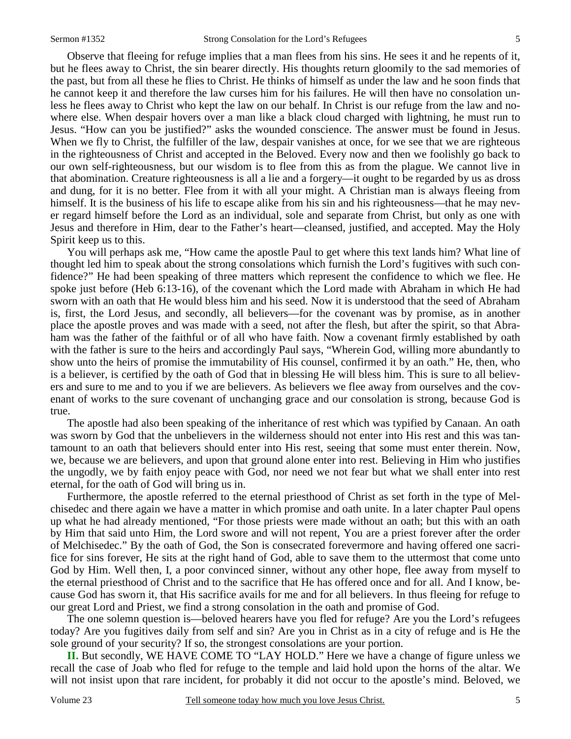Observe that fleeing for refuge implies that a man flees from his sins. He sees it and he repents of it, but he flees away to Christ, the sin bearer directly. His thoughts return gloomily to the sad memories of the past, but from all these he flies to Christ. He thinks of himself as under the law and he soon finds that he cannot keep it and therefore the law curses him for his failures. He will then have no consolation unless he flees away to Christ who kept the law on our behalf. In Christ is our refuge from the law and nowhere else. When despair hovers over a man like a black cloud charged with lightning, he must run to Jesus. "How can you be justified?" asks the wounded conscience. The answer must be found in Jesus. When we fly to Christ, the fulfiller of the law, despair vanishes at once, for we see that we are righteous in the righteousness of Christ and accepted in the Beloved. Every now and then we foolishly go back to our own self-righteousness, but our wisdom is to flee from this as from the plague. We cannot live in that abomination. Creature righteousness is all a lie and a forgery—it ought to be regarded by us as dross and dung, for it is no better. Flee from it with all your might. A Christian man is always fleeing from himself. It is the business of his life to escape alike from his sin and his righteousness—that he may never regard himself before the Lord as an individual, sole and separate from Christ, but only as one with Jesus and therefore in Him, dear to the Father's heart—cleansed, justified, and accepted. May the Holy Spirit keep us to this.

You will perhaps ask me, "How came the apostle Paul to get where this text lands him? What line of thought led him to speak about the strong consolations which furnish the Lord's fugitives with such confidence?" He had been speaking of three matters which represent the confidence to which we flee. He spoke just before (Heb 6:13-16), of the covenant which the Lord made with Abraham in which He had sworn with an oath that He would bless him and his seed. Now it is understood that the seed of Abraham is, first, the Lord Jesus, and secondly, all believers—for the covenant was by promise, as in another place the apostle proves and was made with a seed, not after the flesh, but after the spirit, so that Abraham was the father of the faithful or of all who have faith. Now a covenant firmly established by oath with the father is sure to the heirs and accordingly Paul says, "Wherein God, willing more abundantly to show unto the heirs of promise the immutability of His counsel, confirmed it by an oath." He, then, who is a believer, is certified by the oath of God that in blessing He will bless him. This is sure to all believers and sure to me and to you if we are believers. As believers we flee away from ourselves and the covenant of works to the sure covenant of unchanging grace and our consolation is strong, because God is true.

The apostle had also been speaking of the inheritance of rest which was typified by Canaan. An oath was sworn by God that the unbelievers in the wilderness should not enter into His rest and this was tantamount to an oath that believers should enter into His rest, seeing that some must enter therein. Now, we, because we are believers, and upon that ground alone enter into rest. Believing in Him who justifies the ungodly, we by faith enjoy peace with God, nor need we not fear but what we shall enter into rest eternal, for the oath of God will bring us in.

Furthermore, the apostle referred to the eternal priesthood of Christ as set forth in the type of Melchisedec and there again we have a matter in which promise and oath unite. In a later chapter Paul opens up what he had already mentioned, "For those priests were made without an oath; but this with an oath by Him that said unto Him, the Lord swore and will not repent, You are a priest forever after the order of Melchisedec." By the oath of God, the Son is consecrated forevermore and having offered one sacrifice for sins forever, He sits at the right hand of God, able to save them to the uttermost that come unto God by Him. Well then, I, a poor convinced sinner, without any other hope, flee away from myself to the eternal priesthood of Christ and to the sacrifice that He has offered once and for all. And I know, because God has sworn it, that His sacrifice avails for me and for all believers. In thus fleeing for refuge to our great Lord and Priest, we find a strong consolation in the oath and promise of God.

The one solemn question is—beloved hearers have you fled for refuge? Are you the Lord's refugees today? Are you fugitives daily from self and sin? Are you in Christ as in a city of refuge and is He the sole ground of your security? If so, the strongest consolations are your portion.

**II.** But secondly, WE HAVE COME TO "LAY HOLD." Here we have a change of figure unless we recall the case of Joab who fled for refuge to the temple and laid hold upon the horns of the altar. We will not insist upon that rare incident, for probably it did not occur to the apostle's mind. Beloved, we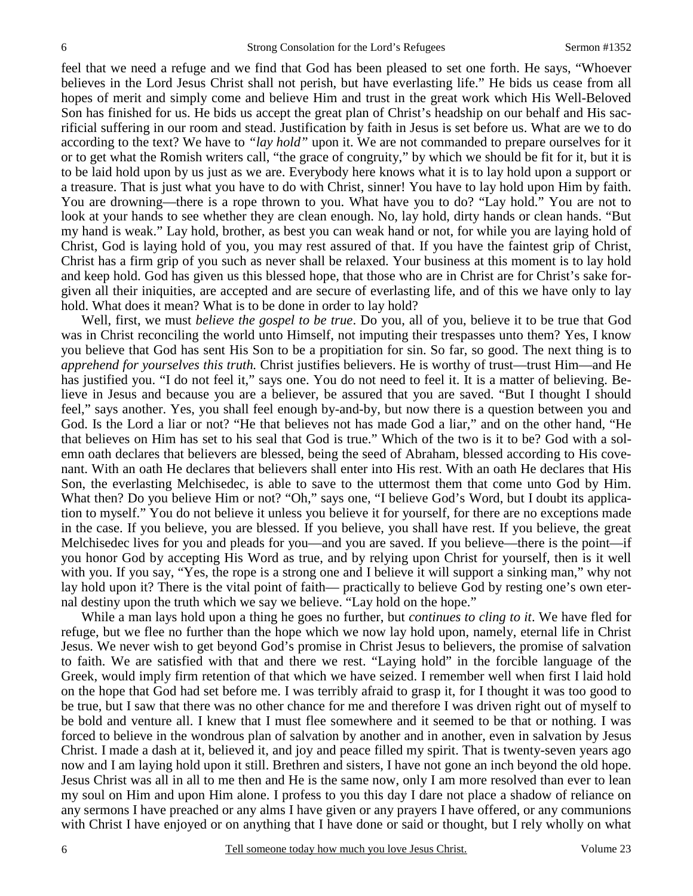feel that we need a refuge and we find that God has been pleased to set one forth. He says, "Whoever believes in the Lord Jesus Christ shall not perish, but have everlasting life." He bids us cease from all hopes of merit and simply come and believe Him and trust in the great work which His Well-Beloved Son has finished for us. He bids us accept the great plan of Christ's headship on our behalf and His sacrificial suffering in our room and stead. Justification by faith in Jesus is set before us. What are we to do according to the text? We have to *"lay hold"* upon it. We are not commanded to prepare ourselves for it or to get what the Romish writers call, "the grace of congruity," by which we should be fit for it, but it is to be laid hold upon by us just as we are. Everybody here knows what it is to lay hold upon a support or a treasure. That is just what you have to do with Christ, sinner! You have to lay hold upon Him by faith. You are drowning—there is a rope thrown to you. What have you to do? "Lay hold." You are not to look at your hands to see whether they are clean enough. No, lay hold, dirty hands or clean hands. "But my hand is weak." Lay hold, brother, as best you can weak hand or not, for while you are laying hold of Christ, God is laying hold of you, you may rest assured of that. If you have the faintest grip of Christ, Christ has a firm grip of you such as never shall be relaxed. Your business at this moment is to lay hold and keep hold. God has given us this blessed hope, that those who are in Christ are for Christ's sake forgiven all their iniquities, are accepted and are secure of everlasting life, and of this we have only to lay hold. What does it mean? What is to be done in order to lay hold?

Well, first, we must *believe the gospel to be true*. Do you, all of you, believe it to be true that God was in Christ reconciling the world unto Himself, not imputing their trespasses unto them? Yes, I know you believe that God has sent His Son to be a propitiation for sin. So far, so good. The next thing is to *apprehend for yourselves this truth.* Christ justifies believers. He is worthy of trust—trust Him—and He has justified you. "I do not feel it," says one. You do not need to feel it. It is a matter of believing. Believe in Jesus and because you are a believer, be assured that you are saved. "But I thought I should feel," says another. Yes, you shall feel enough by-and-by, but now there is a question between you and God. Is the Lord a liar or not? "He that believes not has made God a liar," and on the other hand, "He that believes on Him has set to his seal that God is true." Which of the two is it to be? God with a solemn oath declares that believers are blessed, being the seed of Abraham, blessed according to His covenant. With an oath He declares that believers shall enter into His rest. With an oath He declares that His Son, the everlasting Melchisedec, is able to save to the uttermost them that come unto God by Him. What then? Do you believe Him or not? "Oh," says one, "I believe God's Word, but I doubt its application to myself." You do not believe it unless you believe it for yourself, for there are no exceptions made in the case. If you believe, you are blessed. If you believe, you shall have rest. If you believe, the great Melchisedec lives for you and pleads for you—and you are saved. If you believe—there is the point—if you honor God by accepting His Word as true, and by relying upon Christ for yourself, then is it well with you. If you say, "Yes, the rope is a strong one and I believe it will support a sinking man," why not lay hold upon it? There is the vital point of faith— practically to believe God by resting one's own eternal destiny upon the truth which we say we believe. "Lay hold on the hope."

While a man lays hold upon a thing he goes no further, but *continues to cling to it*. We have fled for refuge, but we flee no further than the hope which we now lay hold upon, namely, eternal life in Christ Jesus. We never wish to get beyond God's promise in Christ Jesus to believers, the promise of salvation to faith. We are satisfied with that and there we rest. "Laying hold" in the forcible language of the Greek, would imply firm retention of that which we have seized. I remember well when first I laid hold on the hope that God had set before me. I was terribly afraid to grasp it, for I thought it was too good to be true, but I saw that there was no other chance for me and therefore I was driven right out of myself to be bold and venture all. I knew that I must flee somewhere and it seemed to be that or nothing. I was forced to believe in the wondrous plan of salvation by another and in another, even in salvation by Jesus Christ. I made a dash at it, believed it, and joy and peace filled my spirit. That is twenty-seven years ago now and I am laying hold upon it still. Brethren and sisters, I have not gone an inch beyond the old hope. Jesus Christ was all in all to me then and He is the same now, only I am more resolved than ever to lean my soul on Him and upon Him alone. I profess to you this day I dare not place a shadow of reliance on any sermons I have preached or any alms I have given or any prayers I have offered, or any communions with Christ I have enjoyed or on anything that I have done or said or thought, but I rely wholly on what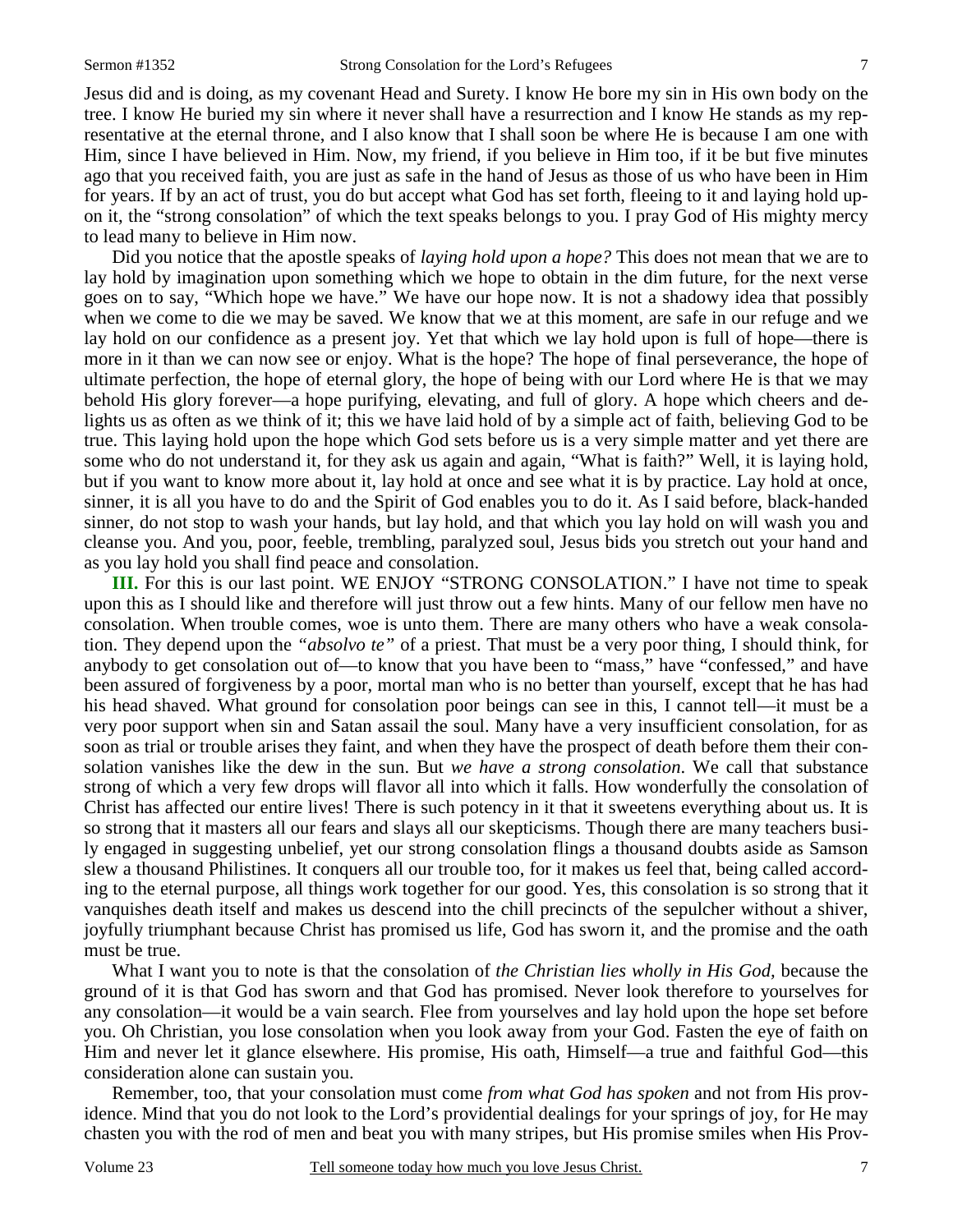Jesus did and is doing, as my covenant Head and Surety. I know He bore my sin in His own body on the tree. I know He buried my sin where it never shall have a resurrection and I know He stands as my representative at the eternal throne, and I also know that I shall soon be where He is because I am one with Him, since I have believed in Him. Now, my friend, if you believe in Him too, if it be but five minutes ago that you received faith, you are just as safe in the hand of Jesus as those of us who have been in Him for years. If by an act of trust, you do but accept what God has set forth, fleeing to it and laying hold upon it, the "strong consolation" of which the text speaks belongs to you. I pray God of His mighty mercy to lead many to believe in Him now.

Did you notice that the apostle speaks of *laying hold upon a hope?* This does not mean that we are to lay hold by imagination upon something which we hope to obtain in the dim future, for the next verse goes on to say, "Which hope we have." We have our hope now. It is not a shadowy idea that possibly when we come to die we may be saved. We know that we at this moment, are safe in our refuge and we lay hold on our confidence as a present joy. Yet that which we lay hold upon is full of hope—there is more in it than we can now see or enjoy. What is the hope? The hope of final perseverance, the hope of ultimate perfection, the hope of eternal glory, the hope of being with our Lord where He is that we may behold His glory forever—a hope purifying, elevating, and full of glory. A hope which cheers and delights us as often as we think of it; this we have laid hold of by a simple act of faith, believing God to be true. This laying hold upon the hope which God sets before us is a very simple matter and yet there are some who do not understand it, for they ask us again and again, "What is faith?" Well, it is laying hold, but if you want to know more about it, lay hold at once and see what it is by practice. Lay hold at once, sinner, it is all you have to do and the Spirit of God enables you to do it. As I said before, black-handed sinner, do not stop to wash your hands, but lay hold, and that which you lay hold on will wash you and cleanse you. And you, poor, feeble, trembling, paralyzed soul, Jesus bids you stretch out your hand and as you lay hold you shall find peace and consolation.

**III.** For this is our last point. WE ENJOY "STRONG CONSOLATION." I have not time to speak upon this as I should like and therefore will just throw out a few hints. Many of our fellow men have no consolation. When trouble comes, woe is unto them. There are many others who have a weak consolation. They depend upon the *"absolvo te"* of a priest. That must be a very poor thing, I should think, for anybody to get consolation out of—to know that you have been to "mass," have "confessed," and have been assured of forgiveness by a poor, mortal man who is no better than yourself, except that he has had his head shaved. What ground for consolation poor beings can see in this, I cannot tell—it must be a very poor support when sin and Satan assail the soul. Many have a very insufficient consolation, for as soon as trial or trouble arises they faint, and when they have the prospect of death before them their consolation vanishes like the dew in the sun. But *we have a strong consolation*. We call that substance strong of which a very few drops will flavor all into which it falls. How wonderfully the consolation of Christ has affected our entire lives! There is such potency in it that it sweetens everything about us. It is so strong that it masters all our fears and slays all our skepticisms. Though there are many teachers busily engaged in suggesting unbelief, yet our strong consolation flings a thousand doubts aside as Samson slew a thousand Philistines. It conquers all our trouble too, for it makes us feel that, being called according to the eternal purpose, all things work together for our good. Yes, this consolation is so strong that it vanquishes death itself and makes us descend into the chill precincts of the sepulcher without a shiver, joyfully triumphant because Christ has promised us life, God has sworn it, and the promise and the oath must be true.

What I want you to note is that the consolation of *the Christian lies wholly in His God,* because the ground of it is that God has sworn and that God has promised. Never look therefore to yourselves for any consolation—it would be a vain search. Flee from yourselves and lay hold upon the hope set before you. Oh Christian, you lose consolation when you look away from your God. Fasten the eye of faith on Him and never let it glance elsewhere. His promise, His oath, Himself—a true and faithful God—this consideration alone can sustain you.

Remember, too, that your consolation must come *from what God has spoken* and not from His providence. Mind that you do not look to the Lord's providential dealings for your springs of joy, for He may chasten you with the rod of men and beat you with many stripes, but His promise smiles when His Prov-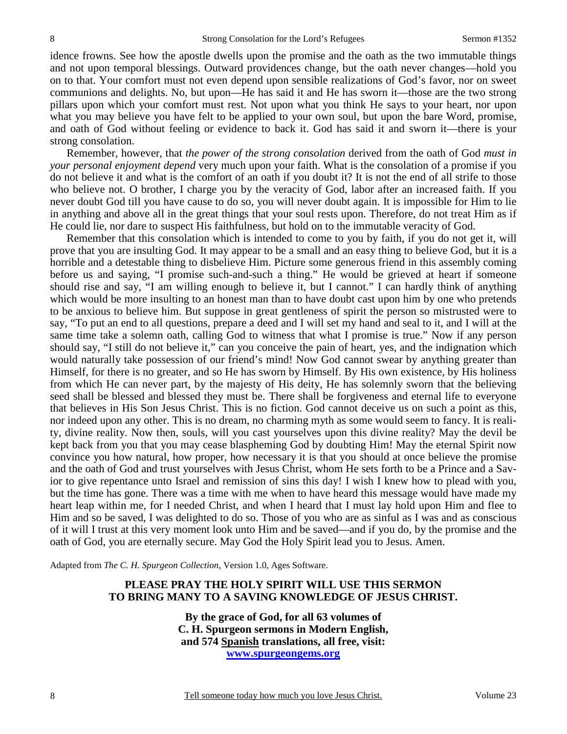idence frowns. See how the apostle dwells upon the promise and the oath as the two immutable things and not upon temporal blessings. Outward providences change, but the oath never changes—hold you on to that. Your comfort must not even depend upon sensible realizations of God's favor, nor on sweet communions and delights. No, but upon—He has said it and He has sworn it—those are the two strong pillars upon which your comfort must rest. Not upon what you think He says to your heart, nor upon what you may believe you have felt to be applied to your own soul, but upon the bare Word, promise, and oath of God without feeling or evidence to back it. God has said it and sworn it—there is your strong consolation.

Remember, however, that *the power of the strong consolation* derived from the oath of God *must in your personal enjoyment depend* very much upon your faith. What is the consolation of a promise if you do not believe it and what is the comfort of an oath if you doubt it? It is not the end of all strife to those who believe not. O brother, I charge you by the veracity of God, labor after an increased faith. If you never doubt God till you have cause to do so, you will never doubt again. It is impossible for Him to lie in anything and above all in the great things that your soul rests upon. Therefore, do not treat Him as if He could lie, nor dare to suspect His faithfulness, but hold on to the immutable veracity of God.

Remember that this consolation which is intended to come to you by faith, if you do not get it, will prove that you are insulting God. It may appear to be a small and an easy thing to believe God, but it is a horrible and a detestable thing to disbelieve Him. Picture some generous friend in this assembly coming before us and saying, "I promise such-and-such a thing." He would be grieved at heart if someone should rise and say, "I am willing enough to believe it, but I cannot." I can hardly think of anything which would be more insulting to an honest man than to have doubt cast upon him by one who pretends to be anxious to believe him. But suppose in great gentleness of spirit the person so mistrusted were to say, "To put an end to all questions, prepare a deed and I will set my hand and seal to it, and I will at the same time take a solemn oath, calling God to witness that what I promise is true." Now if any person should say, "I still do not believe it," can you conceive the pain of heart, yes, and the indignation which would naturally take possession of our friend's mind! Now God cannot swear by anything greater than Himself, for there is no greater, and so He has sworn by Himself. By His own existence, by His holiness from which He can never part, by the majesty of His deity, He has solemnly sworn that the believing seed shall be blessed and blessed they must be. There shall be forgiveness and eternal life to everyone that believes in His Son Jesus Christ. This is no fiction. God cannot deceive us on such a point as this, nor indeed upon any other. This is no dream, no charming myth as some would seem to fancy. It is reality, divine reality. Now then, souls, will you cast yourselves upon this divine reality? May the devil be kept back from you that you may cease blaspheming God by doubting Him! May the eternal Spirit now convince you how natural, how proper, how necessary it is that you should at once believe the promise and the oath of God and trust yourselves with Jesus Christ, whom He sets forth to be a Prince and a Savior to give repentance unto Israel and remission of sins this day! I wish I knew how to plead with you, but the time has gone. There was a time with me when to have heard this message would have made my heart leap within me, for I needed Christ, and when I heard that I must lay hold upon Him and flee to Him and so be saved, I was delighted to do so. Those of you who are as sinful as I was and as conscious of it will I trust at this very moment look unto Him and be saved—and if you do, by the promise and the oath of God, you are eternally secure. May God the Holy Spirit lead you to Jesus. Amen.

Adapted from *The C. H. Spurgeon Collection*, Version 1.0, Ages Software.

**PLEASE PRAY THE HOLY SPIRIT WILL USE THIS SERMON TO BRING MANY TO A SAVING KNOWLEDGE OF JESUS CHRIST.**

**By the grace of God, for all 63 volumes of C. H. Spurgeon sermons in Modern English, and 574 Spanish translations, all free, visit: www.spurgeongems.org**

Tell someone today how much you love Jesus Christ.